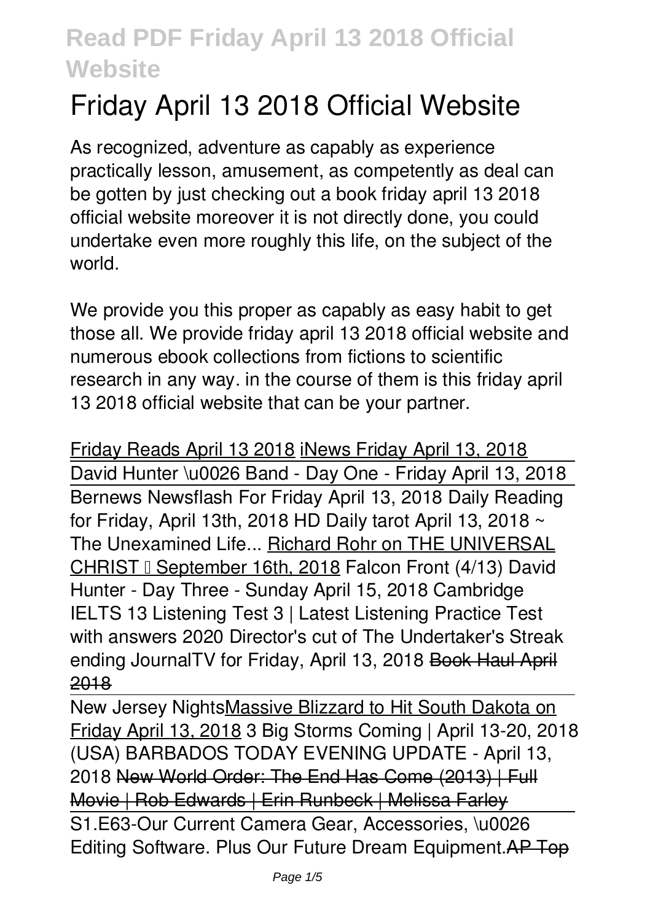# Friday April 13 2018 Official Website

As recognized, adventure as capably as experience practically lesson, amusement, as competently as deal can be gotten by just checking out a book friday april 13 2018 official website moreover it is not directly done, you could undertake even more roughly this life, on the subject of the world.

We provide you this proper as capably as easy habit to get those all. We provide friday april 13 2018 official website and numerous ebook collections from fictions to scientific research in any way. in the course of them is this friday april 13 2018 official website that can be your partner.

Friday Reads April 13 2018 iNews Friday April 13, 2018

David Hunter \u0026 Band - Day One - Friday April 13, 2018

Bernews Newsflash For Friday April 13, 2018 Daily Reading for Friday, April 13th, 2018 HD Daily tarot April 13, 2018 ~ The Unexamined Life... Richard Rohr on THE UNIVERSAL CHRIST – September 16th, 2018 Falcon Front (4/13) David Hunter - Day Three - Sunday April 15, 2018 Cambridge IELTS 13 Listening Test 3 | Latest Listening Practice Test with answers 2020 Director's cut of The Undertaker's Streak ending JournalTV for Friday, April 13, 2018 Book Haul April 2018

New Jersey Nights Massive Blizzard to Hit South Dakota on Friday April 13, 2018 3 Big Storms Coming | April 13-20, 2018 (USA) BARBADOS TODAY EVENING UPDATE - April 13, 2018 New World Order: The End Has Come (2013) | Full Movie | Rob Edwards | Erin Runbeck | Melissa Farley

S1.E63-Our Current Camera Gear, Accessories, \u0026 Editing Software. Plus Our Future Dream Equipment. AP Top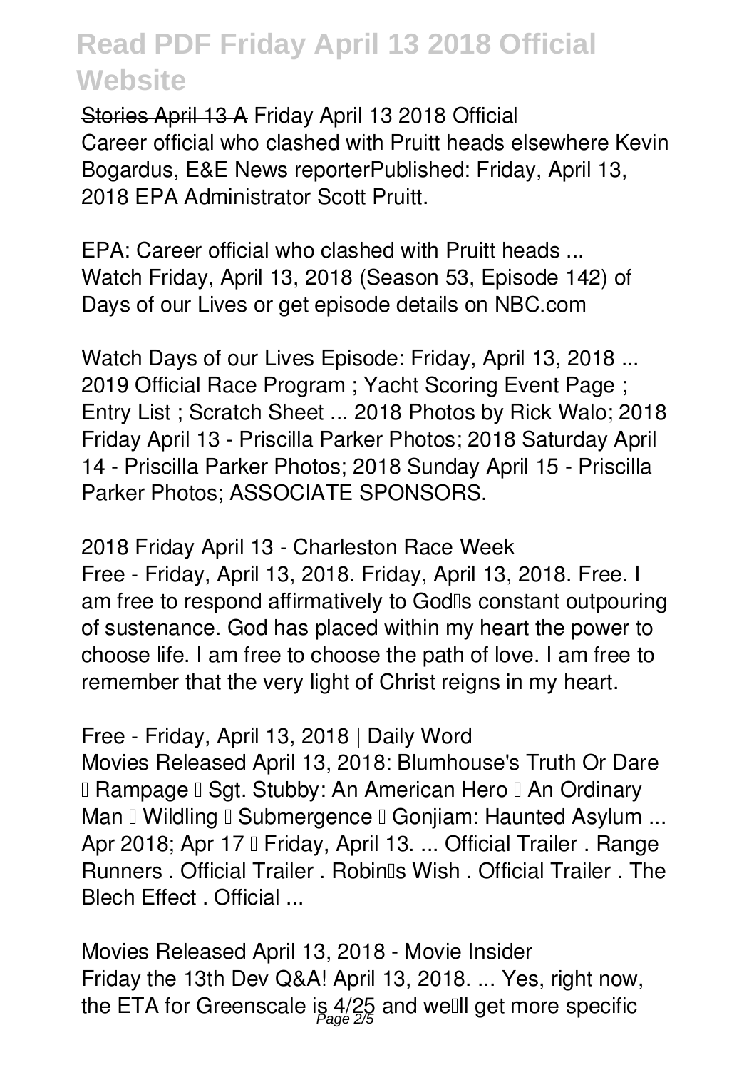~~Stories April 13 A~~ Friday April 13 2018 Official
Career official who clashed with Pruitt heads elsewhere Kevin Bogardus, E&E News reporterPublished: Friday, April 13, 2018 EPA Administrator Scott Pruitt.

EPA: Career official who clashed with Pruitt heads ...
Watch Friday, April 13, 2018 (Season 53, Episode 142) of Days of our Lives or get episode details on NBC.com

Watch Days of our Lives Episode: Friday, April 13, 2018 ...
2019 Official Race Program ; Yacht Scoring Event Page ; Entry List ; Scratch Sheet ... 2018 Photos by Rick Walo; 2018 Friday April 13 - Priscilla Parker Photos; 2018 Saturday April 14 - Priscilla Parker Photos; 2018 Sunday April 15 - Priscilla Parker Photos; ASSOCIATE SPONSORS.

2018 Friday April 13 - Charleston Race Week
Free - Friday, April 13, 2018. Friday, April 13, 2018. Free. I am free to respond affirmatively to God's constant outpouring of sustenance. God has placed within my heart the power to choose life. I am free to choose the path of love. I am free to remember that the very light of Christ reigns in my heart.

Free - Friday, April 13, 2018 | Daily Word
Movies Released April 13, 2018: Blumhouse's Truth Or Dare • Rampage • Sgt. Stubby: An American Hero • An Ordinary Man • Wildling • Submergence • Gonjiam: Haunted Asylum ... Apr 2018; Apr 17 • Friday, April 13. ... Official Trailer . Range Runners . Official Trailer . Robin's Wish . Official Trailer . The Blech Effect . Official ...

Movies Released April 13, 2018 - Movie Insider
Friday the 13th Dev Q&A! April 13, 2018. ... Yes, right now, the ETA for Greenscale is 4/25 and we'll get more specific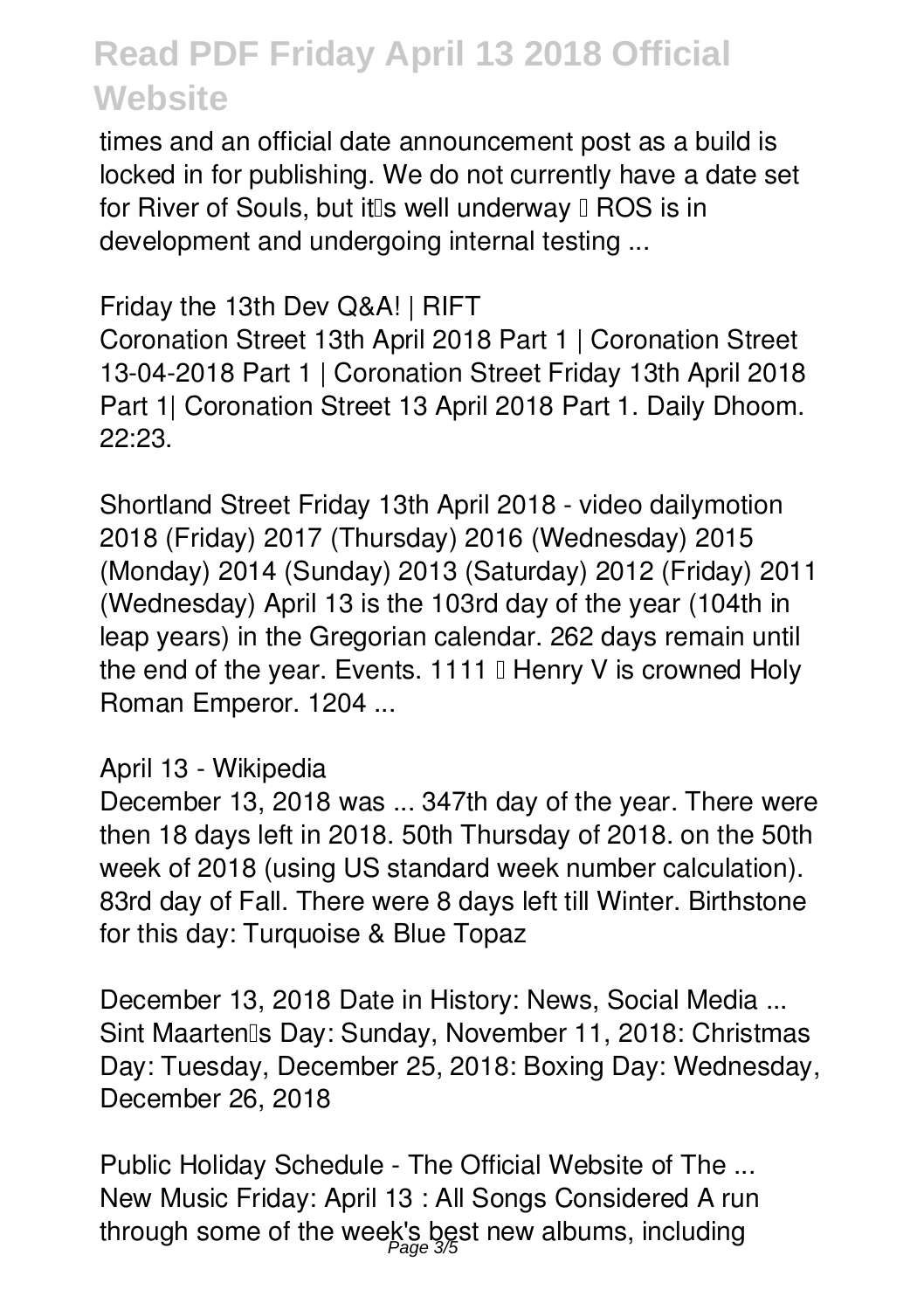times and an official date announcement post as a build is locked in for publishing. We do not currently have a date set for River of Souls, but it's well underway – ROS is in development and undergoing internal testing ...

**Friday the 13th Dev Q&A! | RIFT**

Coronation Street 13th April 2018 Part 1 | Coronation Street 13-04-2018 Part 1 | Coronation Street Friday 13th April 2018 Part 1| Coronation Street 13 April 2018 Part 1. Daily Dhoom. 22:23.

**Shortland Street Friday 13th April 2018 - video dailymotion**

2018 (Friday) 2017 (Thursday) 2016 (Wednesday) 2015 (Monday) 2014 (Sunday) 2013 (Saturday) 2012 (Friday) 2011 (Wednesday) April 13 is the 103rd day of the year (104th in leap years) in the Gregorian calendar. 262 days remain until the end of the year. Events. 1111 – Henry V is crowned Holy Roman Emperor. 1204 ...

**April 13 - Wikipedia**

December 13, 2018 was ... 347th day of the year. There were then 18 days left in 2018. 50th Thursday of 2018. on the 50th week of 2018 (using US standard week number calculation). 83rd day of Fall. There were 8 days left till Winter. Birthstone for this day: Turquoise & Blue Topaz

**December 13, 2018 Date in History: News, Social Media ...**

Sint Maarten's Day: Sunday, November 11, 2018: Christmas Day: Tuesday, December 25, 2018: Boxing Day: Wednesday, December 26, 2018

**Public Holiday Schedule - The Official Website of The ...**

New Music Friday: April 13 : All Songs Considered A run through some of the week's best new albums, including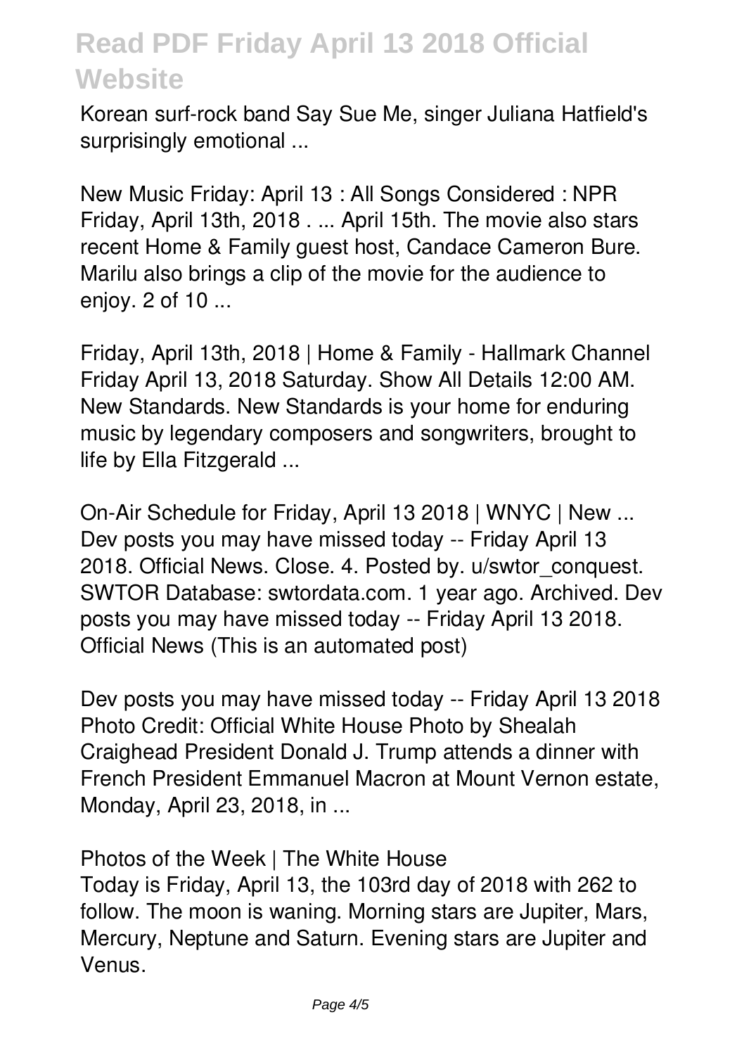Korean surf-rock band Say Sue Me, singer Juliana Hatfield's surprisingly emotional ...

New Music Friday: April 13 : All Songs Considered : NPR
Friday, April 13th, 2018 . ... April 15th. The movie also stars recent Home & Family guest host, Candace Cameron Bure. Marilu also brings a clip of the movie for the audience to enjoy. 2 of 10 ...

Friday, April 13th, 2018 | Home & Family - Hallmark Channel
Friday April 13, 2018 Saturday. Show All Details 12:00 AM. New Standards. New Standards is your home for enduring music by legendary composers and songwriters, brought to life by Ella Fitzgerald ...

On-Air Schedule for Friday, April 13 2018 | WNYC | New ...
Dev posts you may have missed today -- Friday April 13 2018. Official News. Close. 4. Posted by. u/swtor_conquest. SWTOR Database: swtordata.com. 1 year ago. Archived. Dev posts you may have missed today -- Friday April 13 2018. Official News (This is an automated post)

Dev posts you may have missed today -- Friday April 13 2018
Photo Credit: Official White House Photo by Shealah Craighead President Donald J. Trump attends a dinner with French President Emmanuel Macron at Mount Vernon estate, Monday, April 23, 2018, in ...

Photos of the Week | The White House
Today is Friday, April 13, the 103rd day of 2018 with 262 to follow. The moon is waning. Morning stars are Jupiter, Mars, Mercury, Neptune and Saturn. Evening stars are Jupiter and Venus.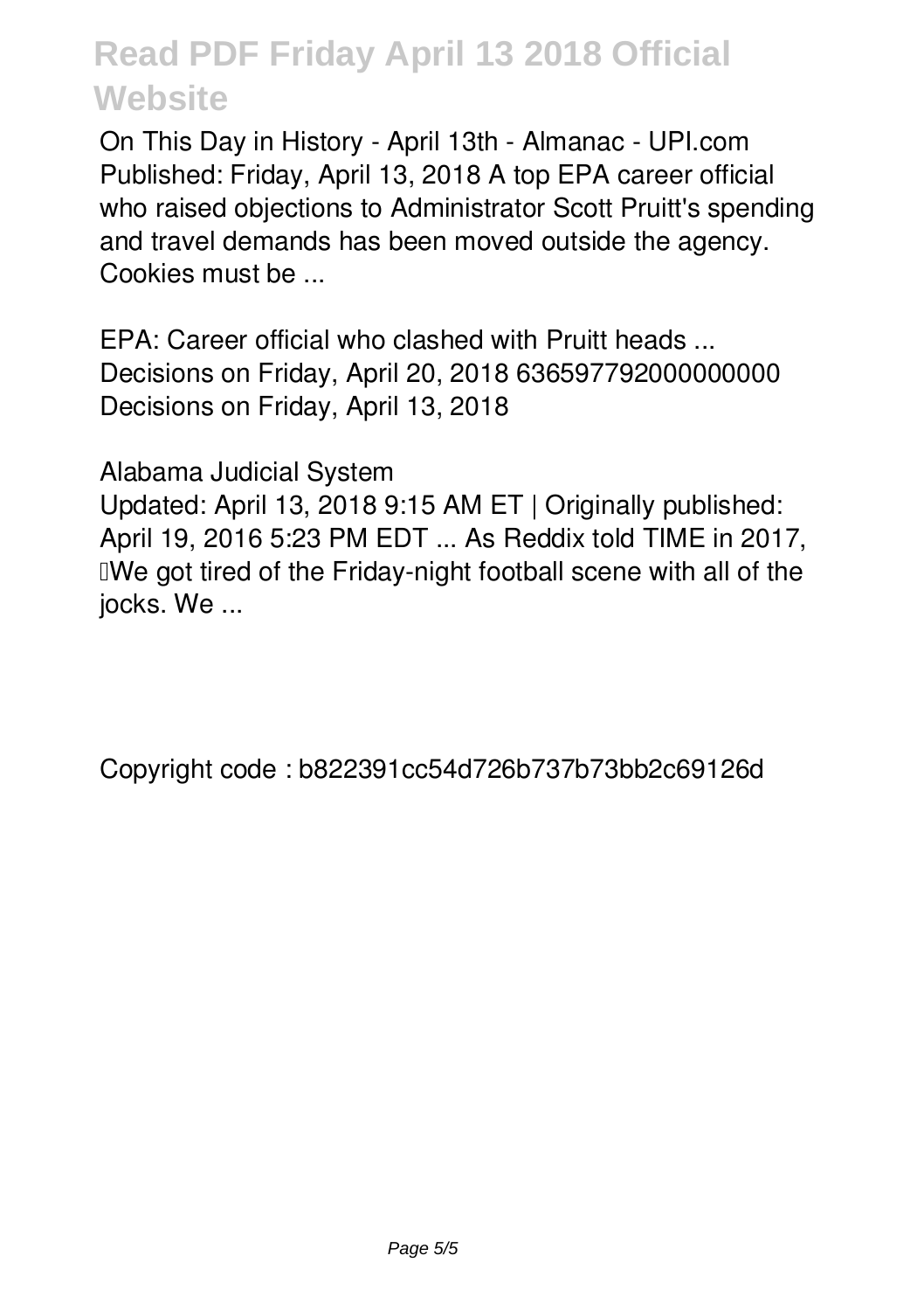On This Day in History - April 13th - Almanac - UPI.com
Published: Friday, April 13, 2018 A top EPA career official who raised objections to Administrator Scott Pruitt's spending and travel demands has been moved outside the agency. Cookies must be ...

EPA: Career official who clashed with Pruitt heads ...
Decisions on Friday, April 20, 2018 636597792000000000 Decisions on Friday, April 13, 2018

Alabama Judicial System
Updated: April 13, 2018 9:15 AM ET | Originally published: April 19, 2016 5:23 PM EDT ... As Reddix told TIME in 2017, "We got tired of the Friday-night football scene with all of the jocks. We ...

Copyright code : b822391cc54d726b737b73bb2c69126d